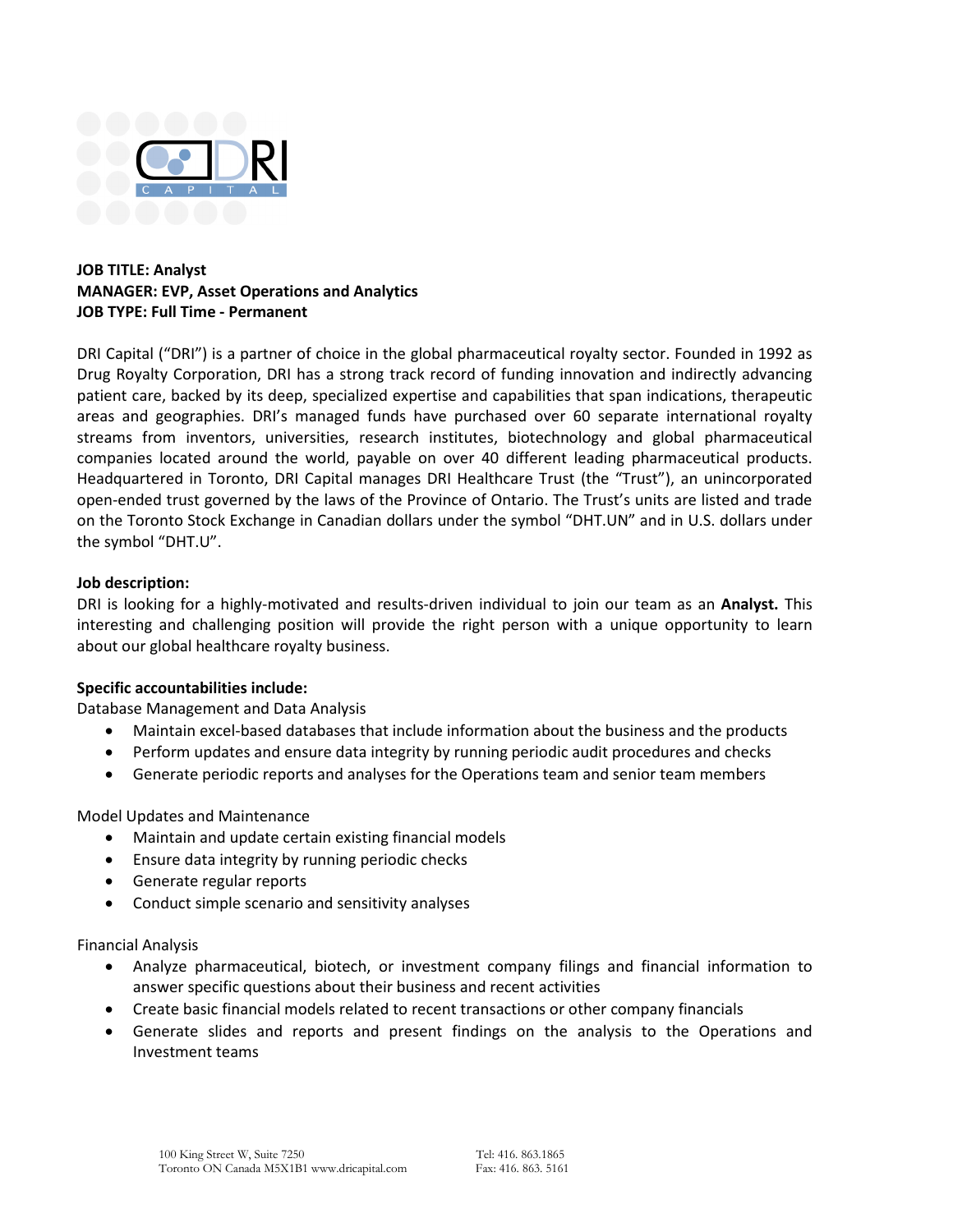**JOB TITLE: Analyst**
**MANAGER: EVP, Asset Operations and Analytics**
**JOB TYPE: Full Time - Permanent**

DRI Capital ("DRI") is a partner of choice in the global pharmaceutical royalty sector. Founded in 1992 as Drug Royalty Corporation, DRI has a strong track record of funding innovation and indirectly advancing patient care, backed by its deep, specialized expertise and capabilities that span indications, therapeutic areas and geographies. DRI's managed funds have purchased over 60 separate international royalty streams from inventors, universities, research institutes, biotechnology and global pharmaceutical companies located around the world, payable on over 40 different leading pharmaceutical products. Headquartered in Toronto, DRI Capital manages DRI Healthcare Trust (the "Trust"), an unincorporated open-ended trust governed by the laws of the Province of Ontario. The Trust's units are listed and trade on the Toronto Stock Exchange in Canadian dollars under the symbol "DHT.UN" and in U.S. dollars under the symbol "DHT.U".

**Job description:**

DRI is looking for a highly-motivated and results-driven individual to join our team as an **Analyst.** This interesting and challenging position will provide the right person with a unique opportunity to learn about our global healthcare royalty business.

**Specific accountabilities include:**

Database Management and Data Analysis

- Maintain excel-based databases that include information about the business and the products
- Perform updates and ensure data integrity by running periodic audit procedures and checks
- Generate periodic reports and analyses for the Operations team and senior team members

Model Updates and Maintenance

- Maintain and update certain existing financial models
- Ensure data integrity by running periodic checks
- Generate regular reports
- Conduct simple scenario and sensitivity analyses

Financial Analysis

- Analyze pharmaceutical, biotech, or investment company filings and financial information to answer specific questions about their business and recent activities
- Create basic financial models related to recent transactions or other company financials
- Generate slides and reports and present findings on the analysis to the Operations and Investment teams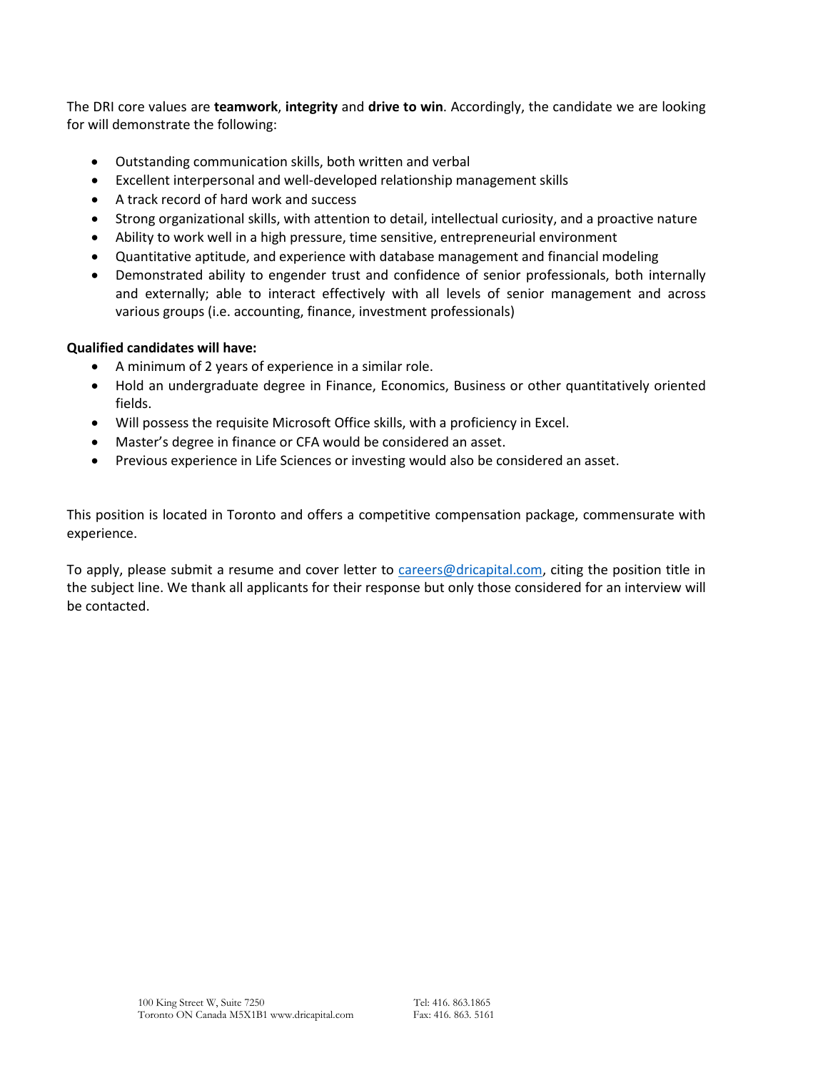The DRI core values are **teamwork**, **integrity** and **drive to win**. Accordingly, the candidate we are looking for will demonstrate the following:

- Outstanding communication skills, both written and verbal
- Excellent interpersonal and well-developed relationship management skills
- A track record of hard work and success
- Strong organizational skills, with attention to detail, intellectual curiosity, and a proactive nature
- Ability to work well in a high pressure, time sensitive, entrepreneurial environment
- Quantitative aptitude, and experience with database management and financial modeling
- Demonstrated ability to engender trust and confidence of senior professionals, both internally and externally; able to interact effectively with all levels of senior management and across various groups (i.e. accounting, finance, investment professionals)

**Qualified candidates will have:**

- A minimum of 2 years of experience in a similar role.
- Hold an undergraduate degree in Finance, Economics, Business or other quantitatively oriented fields.
- Will possess the requisite Microsoft Office skills, with a proficiency in Excel.
- Master's degree in finance or CFA would be considered an asset.
- Previous experience in Life Sciences or investing would also be considered an asset.

This position is located in Toronto and offers a competitive compensation package, commensurate with experience.

To apply, please submit a resume and cover letter to careers@dricapital.com, citing the position title in the subject line. We thank all applicants for their response but only those considered for an interview will be contacted.

100 King Street W, Suite 7250
Toronto ON Canada M5X1B1 www.dricapital.com

Tel: 416. 863.1865
Fax: 416. 863. 5161